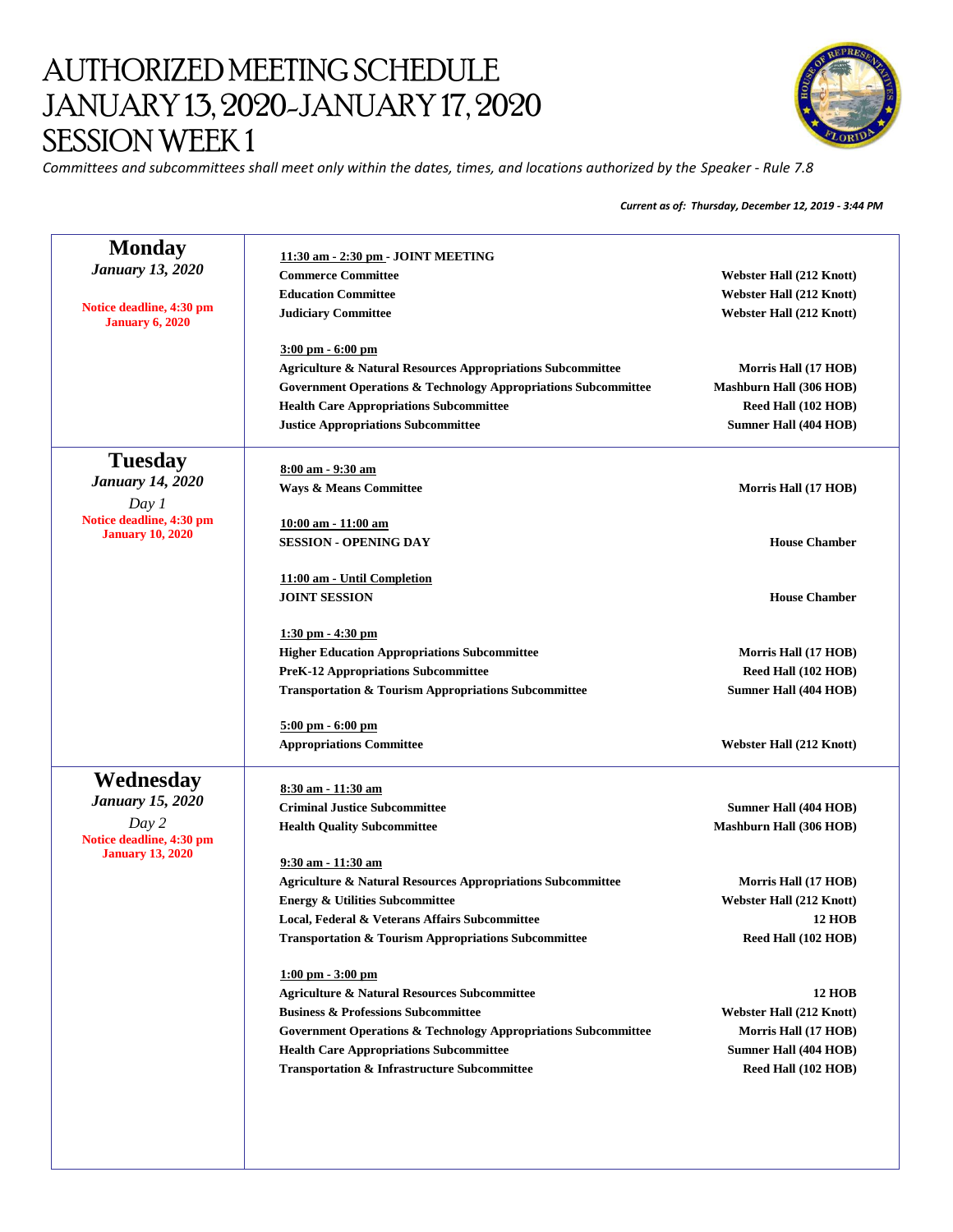# AUTHORIZED MEETING SCHEDULE
# JANUARY 13, 2020-JANUARY 17, 2020
# SESSION WEEK 1

*Committees and subcommittees shall meet only within the dates, times, and locations authorized by the Speaker - Rule 7.8*

***Current as of: Thursday, December 12, 2019 - 3:44 PM***

| Day | Meeting | Location |
|---|---|---|
| **Monday** *January 13, 2020* Notice deadline, 4:30 pm January 6, 2020 | **11:30 am - 2:30 pm - JOINT MEETING** | |
| | **Commerce Committee** | **Webster Hall (212 Knott)** |
| | **Education Committee** | **Webster Hall (212 Knott)** |
| | **Judiciary Committee** | **Webster Hall (212 Knott)** |
| | **3:00 pm - 6:00 pm** | |
| | **Agriculture & Natural Resources Appropriations Subcommittee** | **Morris Hall (17 HOB)** |
| | **Government Operations & Technology Appropriations Subcommittee** | **Mashburn Hall (306 HOB)** |
| | **Health Care Appropriations Subcommittee** | **Reed Hall (102 HOB)** |
| | **Justice Appropriations Subcommittee** | **Sumner Hall (404 HOB)** |
| **Tuesday** *January 14, 2020* *Day 1* Notice deadline, 4:30 pm January 10, 2020 | **8:00 am - 9:30 am** | |
| | **Ways & Means Committee** | **Morris Hall (17 HOB)** |
| | **10:00 am - 11:00 am** | |
| | **SESSION - OPENING DAY** | **House Chamber** |
| | **11:00 am - Until Completion** | |
| | **JOINT SESSION** | **House Chamber** |
| | **1:30 pm - 4:30 pm** | |
| | **Higher Education Appropriations Subcommittee** | **Morris Hall (17 HOB)** |
| | **PreK-12 Appropriations Subcommittee** | **Reed Hall (102 HOB)** |
| | **Transportation & Tourism Appropriations Subcommittee** | **Sumner Hall (404 HOB)** |
| | **5:00 pm - 6:00 pm** | |
| | **Appropriations Committee** | **Webster Hall (212 Knott)** |
| **Wednesday** *January 15, 2020* *Day 2* Notice deadline, 4:30 pm January 13, 2020 | **8:30 am - 11:30 am** | |
| | **Criminal Justice Subcommittee** | **Sumner Hall (404 HOB)** |
| | **Health Quality Subcommittee** | **Mashburn Hall (306 HOB)** |
| | **9:30 am - 11:30 am** | |
| | **Agriculture & Natural Resources Appropriations Subcommittee** | **Morris Hall (17 HOB)** |
| | **Energy & Utilities Subcommittee** | **Webster Hall (212 Knott)** |
| | **Local, Federal & Veterans Affairs Subcommittee** | **12 HOB** |
| | **Transportation & Tourism Appropriations Subcommittee** | **Reed Hall (102 HOB)** |
| | **1:00 pm - 3:00 pm** | |
| | **Agriculture & Natural Resources Subcommittee** | **12 HOB** |
| | **Business & Professions Subcommittee** | **Webster Hall (212 Knott)** |
| | **Government Operations & Technology Appropriations Subcommittee** | **Morris Hall (17 HOB)** |
| | **Health Care Appropriations Subcommittee** | **Sumner Hall (404 HOB)** |
| | **Transportation & Infrastructure Subcommittee** | **Reed Hall (102 HOB)** |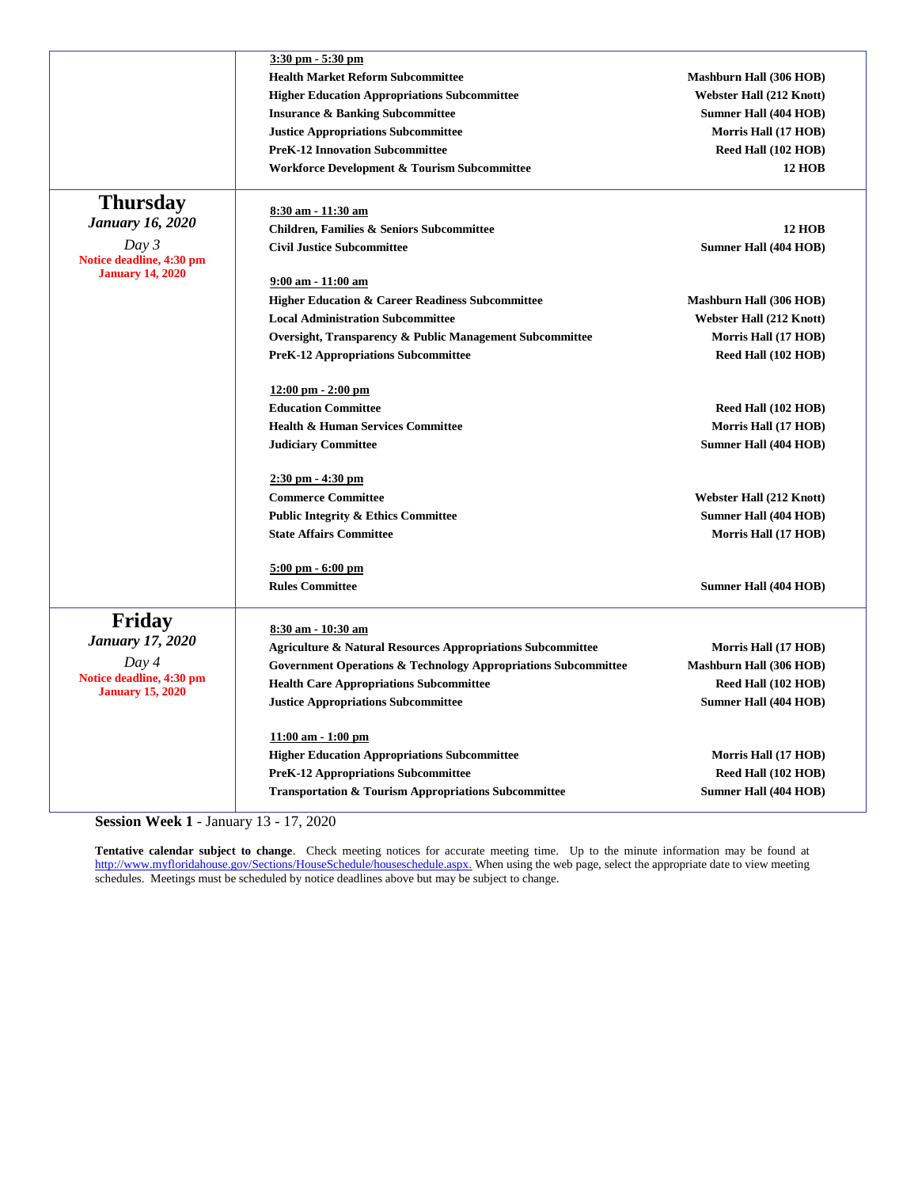| | | |
|---|---|---|
| | **3:30 pm - 5:30 pm** | |
| | **Health Market Reform Subcommittee** | **Mashburn Hall (306 HOB)** |
| | **Higher Education Appropriations Subcommittee** | **Webster Hall (212 Knott)** |
| | **Insurance & Banking Subcommittee** | **Sumner Hall (404 HOB)** |
| | **Justice Appropriations Subcommittee** | **Morris Hall (17 HOB)** |
| | **PreK-12 Innovation Subcommittee** | **Reed Hall (102 HOB)** |
| | **Workforce Development & Tourism Subcommittee** | **12 HOB** |
| **Thursday** *January 16, 2020* *Day 3* **Notice deadline, 4:30 pm January 14, 2020** | **8:30 am - 11:30 am** | |
| | **Children, Families & Seniors Subcommittee** | **12 HOB** |
| | **Civil Justice Subcommittee** | **Sumner Hall (404 HOB)** |
| | **9:00 am - 11:00 am** | |
| | **Higher Education & Career Readiness Subcommittee** | **Mashburn Hall (306 HOB)** |
| | **Local Administration Subcommittee** | **Webster Hall (212 Knott)** |
| | **Oversight, Transparency & Public Management Subcommittee** | **Morris Hall (17 HOB)** |
| | **PreK-12 Appropriations Subcommittee** | **Reed Hall (102 HOB)** |
| | **12:00 pm - 2:00 pm** | |
| | **Education Committee** | **Reed Hall (102 HOB)** |
| | **Health & Human Services Committee** | **Morris Hall (17 HOB)** |
| | **Judiciary Committee** | **Sumner Hall (404 HOB)** |
| | **2:30 pm - 4:30 pm** | |
| | **Commerce Committee** | **Webster Hall (212 Knott)** |
| | **Public Integrity & Ethics Committee** | **Sumner Hall (404 HOB)** |
| | **State Affairs Committee** | **Morris Hall (17 HOB)** |
| | **5:00 pm - 6:00 pm** | |
| | **Rules Committee** | **Sumner Hall (404 HOB)** |
| **Friday** *January 17, 2020* *Day 4* **Notice deadline, 4:30 pm January 15, 2020** | **8:30 am - 10:30 am** | |
| | **Agriculture & Natural Resources Appropriations Subcommittee** | **Morris Hall (17 HOB)** |
| | **Government Operations & Technology Appropriations Subcommittee** | **Mashburn Hall (306 HOB)** |
| | **Health Care Appropriations Subcommittee** | **Reed Hall (102 HOB)** |
| | **Justice Appropriations Subcommittee** | **Sumner Hall (404 HOB)** |
| | **11:00 am - 1:00 pm** | |
| | **Higher Education Appropriations Subcommittee** | **Morris Hall (17 HOB)** |
| | **PreK-12 Appropriations Subcommittee** | **Reed Hall (102 HOB)** |
| | **Transportation & Tourism Appropriations Subcommittee** | **Sumner Hall (404 HOB)** |

**Session Week 1** - January 13 - 17, 2020

**Tentative calendar subject to change**. Check meeting notices for accurate meeting time. Up to the minute information may be found at http://www.myfloridahouse.gov/Sections/HouseSchedule/houseschedule.aspx. When using the web page, select the appropriate date to view meeting schedules. Meetings must be scheduled by notice deadlines above but may be subject to change.